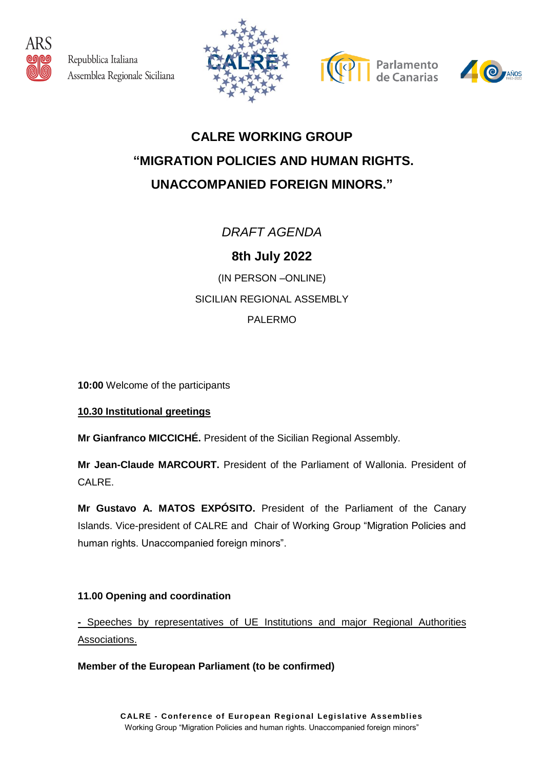ARS

Repubblica Italiana
Assemblea Regionale Siciliana

CALRE

Parlamento de Canarias

AÑOS 1983-2023

# CALRE WORKING GROUP

# "MIGRATION POLICIES AND HUMAN RIGHTS. UNACCOMPANIED FOREIGN MINORS."

*DRAFT AGENDA*

## 8th July 2022

(IN PERSON –ONLINE)

SICILIAN REGIONAL ASSEMBLY

PALERMO

**10:00** Welcome of the participants

**10.30 Institutional greetings**

**Mr Gianfranco MICCICHÉ.** President of the Sicilian Regional Assembly.

**Mr Jean-Claude MARCOURT.** President of the Parliament of Wallonia. President of CALRE.

**Mr Gustavo A. MATOS EXPÓSITO.** President of the Parliament of the Canary Islands. Vice-president of CALRE and Chair of Working Group "Migration Policies and human rights. Unaccompanied foreign minors".

**11.00 Opening and coordination**

- Speeches by representatives of UE Institutions and major Regional Authorities Associations.

**Member of the European Parliament (to be confirmed)**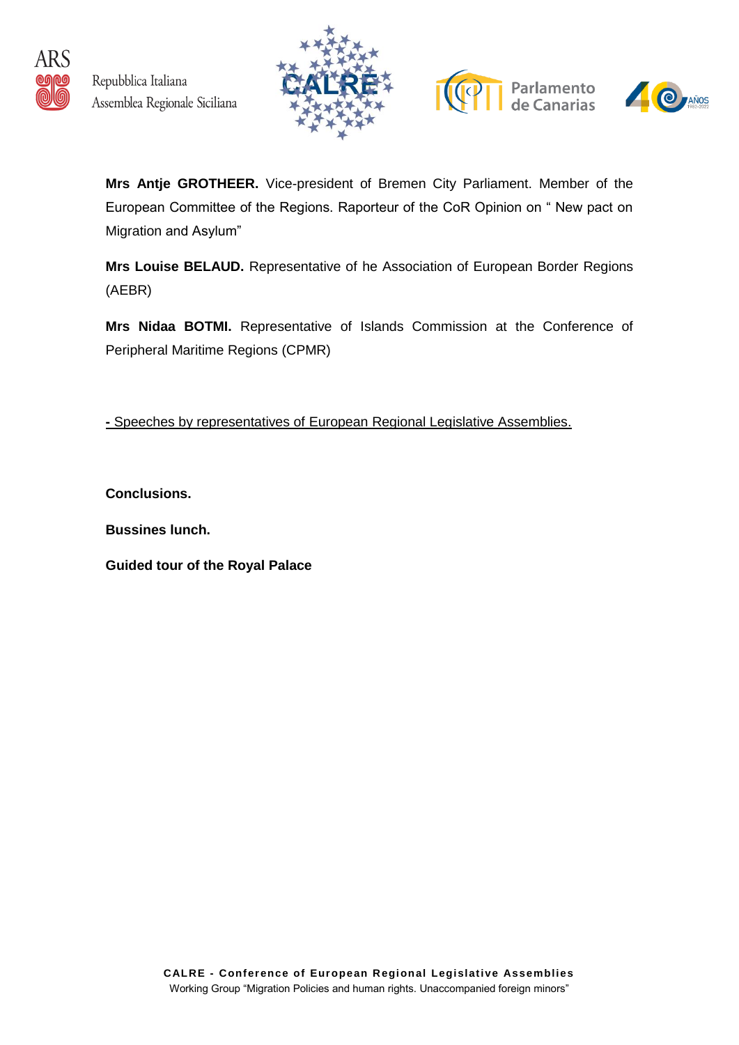**Mrs Antje GROTHEER.** Vice-president of Bremen City Parliament. Member of the European Committee of the Regions. Raporteur of the CoR Opinion on " New pact on Migration and Asylum"

**Mrs Louise BELAUD.** Representative of he Association of European Border Regions (AEBR)

**Mrs Nidaa BOTMI.** Representative of Islands Commission at the Conference of Peripheral Maritime Regions (CPMR)

<u>**-** Speeches by representatives of European Regional Legislative Assemblies.</u>

**Conclusions.**

**Bussines lunch.**

**Guided tour of the Royal Palace**